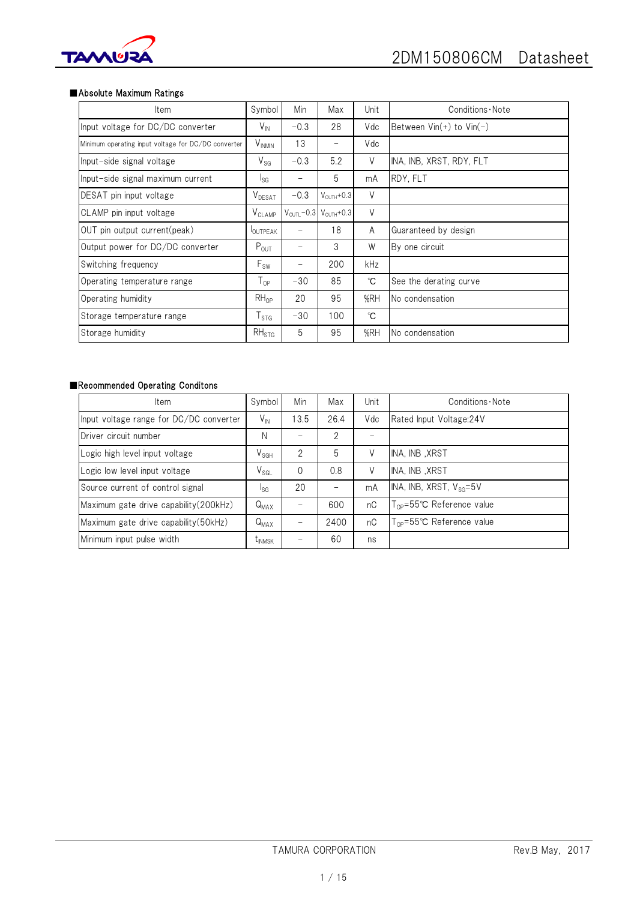## ■Absolute Maximum Ratings

| Item | Symbol | Min | Max | Unit | Conditions・Note |
|---|---|---|---|---|---|
| Input voltage for DC/DC converter | $V_{IN}$ | −0.3 | 28 | Vdc | Between Vin(+) to Vin(−) |
| Minimum operating input voltage for DC/DC converter | $V_{INMIN}$ | 13 | − | Vdc | |
| Input−side signal voltage | $V_{SG}$ | −0.3 | 5.2 | V | INA, INB, XRST, RDY, FLT |
| Input−side signal maximum current | $I_{SG}$ | − | 5 | mA | RDY, FLT |
| DESAT pin input voltage | $V_{DESAT}$ | −0.3 | $V_{OUTH}$+0.3 | V | |
| CLAMP pin input voltage | $V_{CLAMP}$ | $V_{OUTL}$−0.3 | $V_{OUTH}$+0.3 | V | |
| OUT pin output current(peak) | $I_{OUTPEAK}$ | − | 18 | A | Guaranteed by design |
| Output power for DC/DC converter | $P_{OUT}$ | − | 3 | W | By one circuit |
| Switching frequency | $F_{SW}$ | − | 200 | kHz | |
| Operating temperature range | $T_{OP}$ | −30 | 85 | ℃ | See the derating curve |
| Operating humidity | $RH_{OP}$ | 20 | 95 | %RH | No condensation |
| Storage temperature range | $T_{STG}$ | −30 | 100 | ℃ | |
| Storage humidity | $RH_{STG}$ | 5 | 95 | %RH | No condensation |

## ■Recommended Operating Conditons

| Item | Symbol | Min | Max | Unit | Conditions・Note |
|---|---|---|---|---|---|
| Input voltage range for DC/DC converter | $V_{IN}$ | 13.5 | 26.4 | Vdc | Rated Input Voltage:24V |
| Driver circuit number | N | − | 2 | − | |
| Logic high level input voltage | $V_{SGH}$ | 2 | 5 | V | INA, INB ,XRST |
| Logic low level input voltage | $V_{SGL}$ | 0 | 0.8 | V | INA, INB ,XRST |
| Source current of control signal | $I_{SG}$ | 20 | − | mA | INA, INB, XRST, $V_{SG}$=5V |
| Maximum gate drive capability(200kHz) | $Q_{MAX}$ | − | 600 | nC | $T_{OP}$=55℃ Reference value |
| Maximum gate drive capability(50kHz) | $Q_{MAX}$ | − | 2400 | nC | $T_{OP}$=55℃ Reference value |
| Minimum input pulse width | $t_{INMSK}$ | − | 60 | ns | |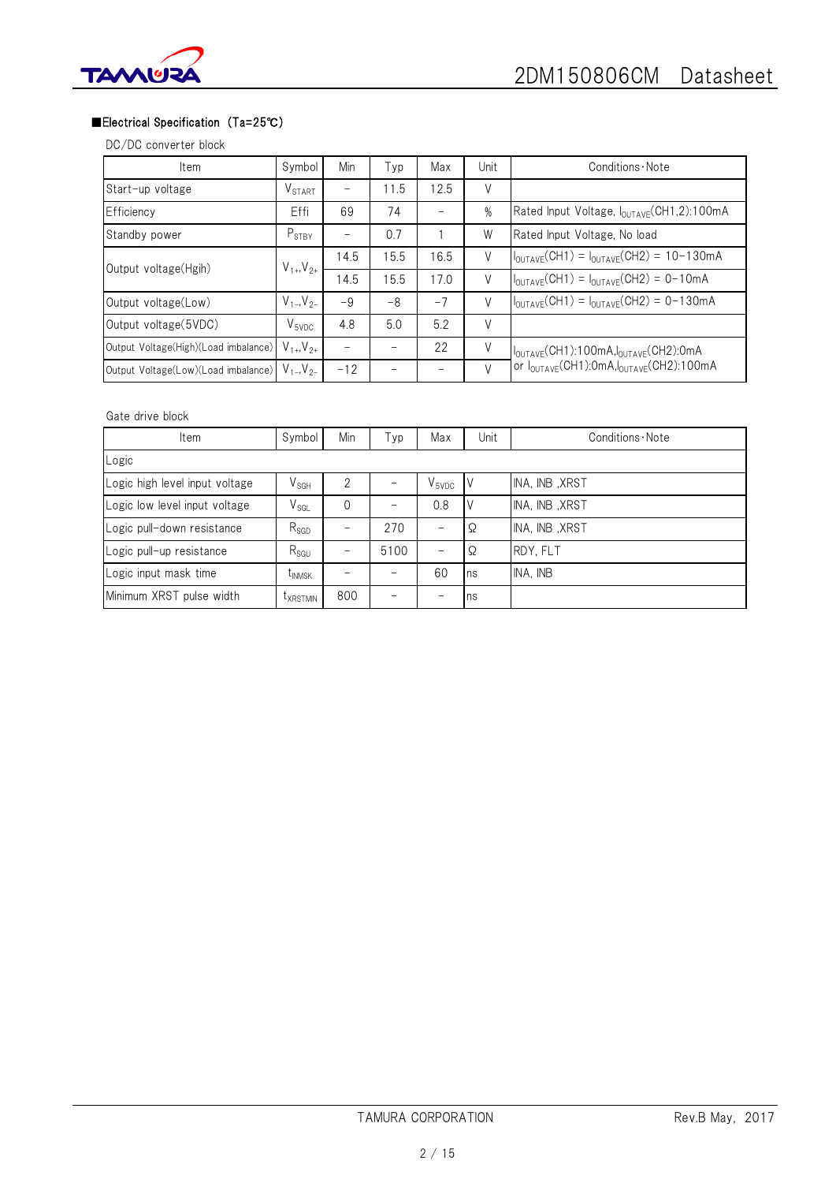■Electrical Specification（Ta=25℃）

DC/DC converter block

| Item | Symbol | Min | Typ | Max | Unit | Conditions・Note |
|---|---|---|---|---|---|---|
| Start-up voltage | $V_{START}$ | − | 11.5 | 12.5 | V | |
| Efficiency | Effi | 69 | 74 | − | % | Rated Input Voltage, $I_{OUTAVE}$(CH1,2):100mA |
| Standby power | $P_{STBY}$ | − | 0.7 | 1 | W | Rated Input Voltage, No load |
| Output voltage(Hgih) | $V_{1+}, V_{2+}$ | 14.5 | 15.5 | 16.5 | V | $I_{OUTAVE}$(CH1) = $I_{OUTAVE}$(CH2) = 10−130mA |
| | | 14.5 | 15.5 | 17.0 | V | $I_{OUTAVE}$(CH1) = $I_{OUTAVE}$(CH2) = 0−10mA |
| Output voltage(Low) | $V_{1-}, V_{2-}$ | −9 | −8 | −7 | V | $I_{OUTAVE}$(CH1) = $I_{OUTAVE}$(CH2) = 0−130mA |
| Output voltage(5VDC) | $V_{5VDC}$ | 4.8 | 5.0 | 5.2 | V | |
| Output Voltage(High)(Load imbalance) | $V_{1+}, V_{2+}$ | − | − | 22 | V | $I_{OUTAVE}$(CH1):100mA, $I_{OUTAVE}$(CH2):0mA or $I_{OUTAVE}$(CH1):0mA, $I_{OUTAVE}$(CH2):100mA |
| Output Voltage(Low)(Load imbalance) | $V_{1-}, V_{2-}$ | −12 | − | − | V | |

Gate drive block

| Item | Symbol | Min | Typ | Max | Unit | Conditions・Note |
|---|---|---|---|---|---|---|
| Logic | | | | | | |
| Logic high level input voltage | $V_{SGH}$ | 2 | − | $V_{5VDC}$ | V | INA, INB ,XRST |
| Logic low level input voltage | $V_{SGL}$ | 0 | − | 0.8 | V | INA, INB ,XRST |
| Logic pull-down resistance | $R_{SGD}$ | − | 270 | − | Ω | INA, INB ,XRST |
| Logic pull-up resistance | $R_{SGU}$ | − | 5100 | − | Ω | RDY, FLT |
| Logic input mask time | $t_{INMSK}$ | − | − | 60 | ns | INA, INB |
| Minimum XRST pulse width | $t_{XRSTMIN}$ | 800 | − | − | ns | |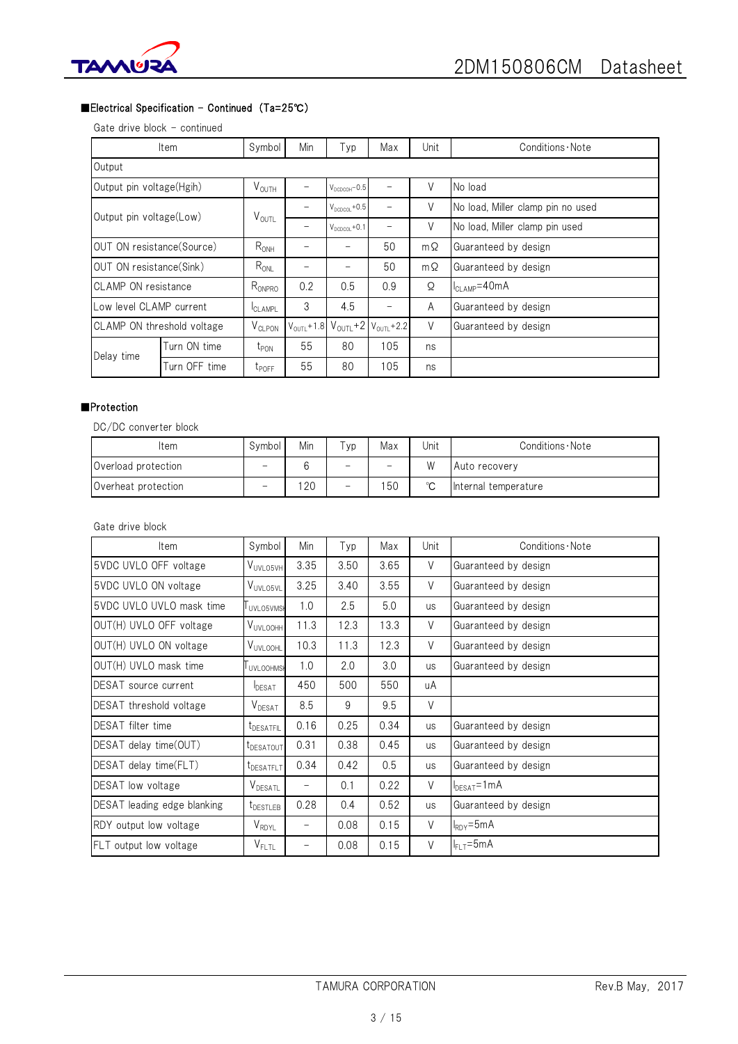## ■Electrical Specification – Continued（Ta=25℃）

Gate drive block – continued

| Item | | Symbol | Min | Typ | Max | Unit | Conditions・Note |
|---|---|---|---|---|---|---|---|
| Output | | | | | | | |
| Output pin voltage(Hgih) | | $V_{OUTH}$ | – | $V_{DCDCOH}$−0.5 | – | V | No load |
| Output pin voltage(Low) | | $V_{OUTL}$ | – | $V_{DCDCOL}$+0.5 | – | V | No load, Miller clamp pin no used |
| | | | – | $V_{DCDCOL}$+0.1 | – | V | No load, Miller clamp pin used |
| OUT ON resistance(Source) | | $R_{ONH}$ | – | – | 50 | mΩ | Guaranteed by design |
| OUT ON resistance(Sink) | | $R_{ONL}$ | – | – | 50 | mΩ | Guaranteed by design |
| CLAMP ON resistance | | $R_{ONPRO}$ | 0.2 | 0.5 | 0.9 | Ω | $I_{CLAMP}$=40mA |
| Low level CLAMP current | | $I_{CLAMPL}$ | 3 | 4.5 | – | A | Guaranteed by design |
| CLAMP ON threshold voltage | | $V_{CLPON}$ | $V_{OUTL}$+1.8 | $V_{OUTL}$+2 | $V_{OUTL}$+2.2 | V | Guaranteed by design |
| Delay time | Turn ON time | $t_{PON}$ | 55 | 80 | 105 | ns | |
| | Turn OFF time | $t_{POFF}$ | 55 | 80 | 105 | ns | |

## ■Protection

DC/DC converter block

| Item | Symbol | Min | Typ | Max | Unit | Conditions・Note |
|---|---|---|---|---|---|---|
| Overload protection | – | 6 | – | – | W | Auto recovery |
| Overheat protection | – | 120 | – | 150 | ℃ | Internal temperature |

Gate drive block

| Item | Symbol | Min | Typ | Max | Unit | Conditions・Note |
|---|---|---|---|---|---|---|
| 5VDC UVLO OFF voltage | $V_{UVLO5VH}$ | 3.35 | 3.50 | 3.65 | V | Guaranteed by design |
| 5VDC UVLO ON voltage | $V_{UVLO5VL}$ | 3.25 | 3.40 | 3.55 | V | Guaranteed by design |
| 5VDC UVLO UVLO mask time | $T_{UVLO5VMSK}$ | 1.0 | 2.5 | 5.0 | us | Guaranteed by design |
| OUT(H) UVLO OFF voltage | $V_{UVLOOHH}$ | 11.3 | 12.3 | 13.3 | V | Guaranteed by design |
| OUT(H) UVLO ON voltage | $V_{UVLOOHL}$ | 10.3 | 11.3 | 12.3 | V | Guaranteed by design |
| OUT(H) UVLO mask time | $T_{UVLOOHMSK}$ | 1.0 | 2.0 | 3.0 | us | Guaranteed by design |
| DESAT source current | $I_{DESAT}$ | 450 | 500 | 550 | uA | |
| DESAT threshold voltage | $V_{DESAT}$ | 8.5 | 9 | 9.5 | V | |
| DESAT filter time | $t_{DESATFIL}$ | 0.16 | 0.25 | 0.34 | us | Guaranteed by design |
| DESAT delay time(OUT) | $t_{DESATOUT}$ | 0.31 | 0.38 | 0.45 | us | Guaranteed by design |
| DESAT delay time(FLT) | $t_{DESATFLT}$ | 0.34 | 0.42 | 0.5 | us | Guaranteed by design |
| DESAT low voltage | $V_{DESATL}$ | – | 0.1 | 0.22 | V | $I_{DESAT}$=1mA |
| DESAT leading edge blanking | $t_{DESTLEB}$ | 0.28 | 0.4 | 0.52 | us | Guaranteed by design |
| RDY output low voltage | $V_{RDYL}$ | – | 0.08 | 0.15 | V | $I_{RDY}$=5mA |
| FLT output low voltage | $V_{FLTL}$ | – | 0.08 | 0.15 | V | $I_{FLT}$=5mA |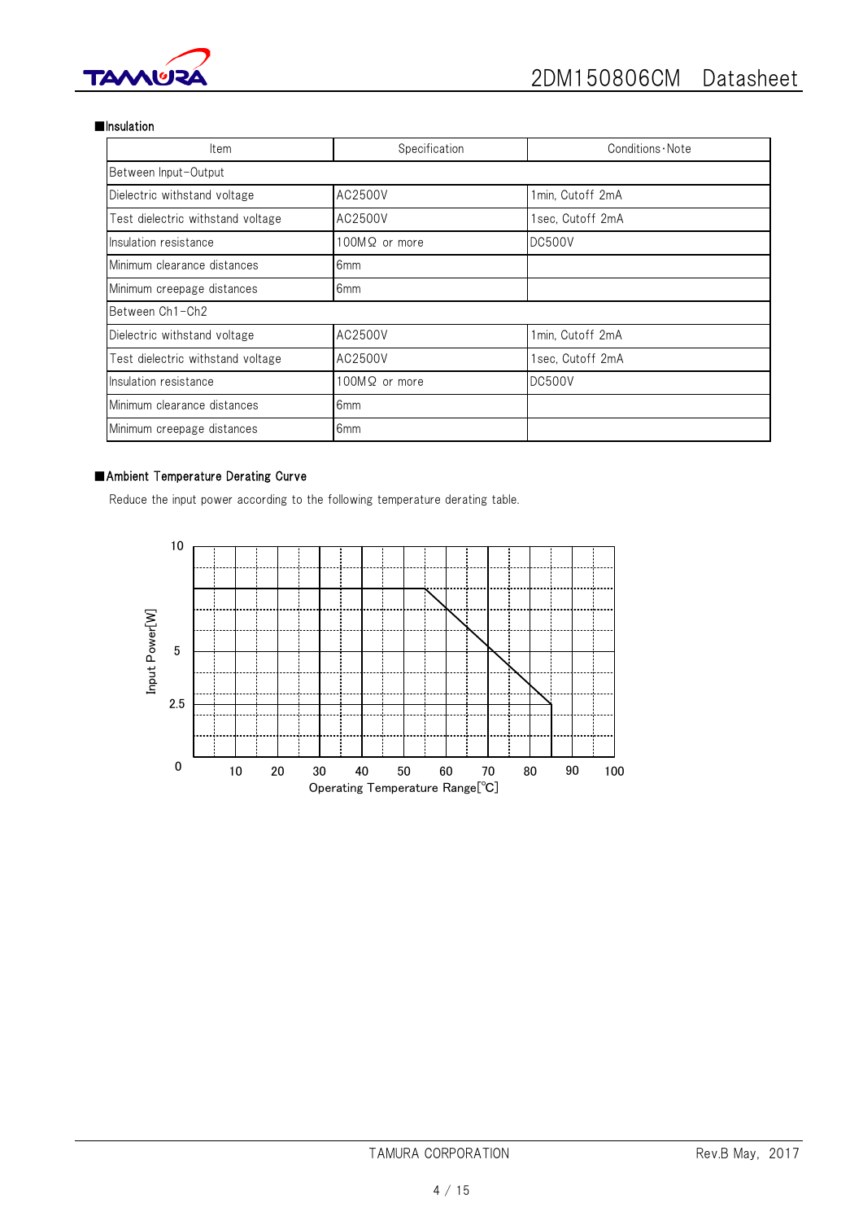## ■Insulation

| Item | Specification | Conditions･Note |
|---|---|---|
| Between Input−Output | | |
| Dielectric withstand voltage | AC2500V | 1min, Cutoff 2mA |
| Test dielectric withstand voltage | AC2500V | 1sec, Cutoff 2mA |
| Insulation resistance | 100MΩ or more | DC500V |
| Minimum clearance distances | 6mm | |
| Minimum creepage distances | 6mm | |
| Between Ch1−Ch2 | | |
| Dielectric withstand voltage | AC2500V | 1min, Cutoff 2mA |
| Test dielectric withstand voltage | AC2500V | 1sec, Cutoff 2mA |
| Insulation resistance | 100MΩ or more | DC500V |
| Minimum clearance distances | 6mm | |
| Minimum creepage distances | 6mm | |

## ■Ambient Temperature Derating Curve

Reduce the input power according to the following temperature derating table.

Input Power[W]: 0, 2.5, 5, 10

Operating Temperature Range[℃]: 10, 20, 30, 40, 50, 60, 70, 80, 90, 100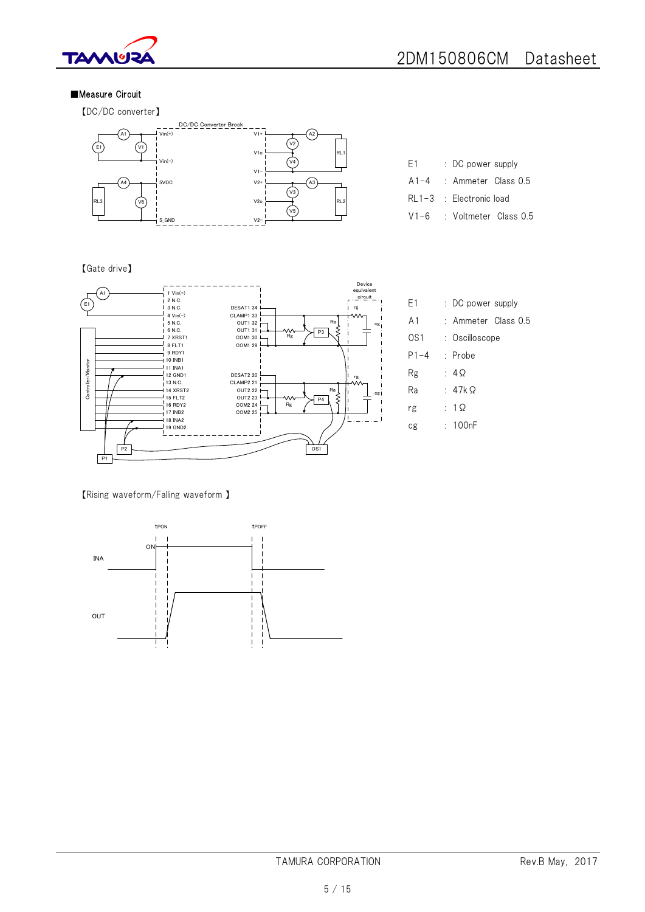■Measure Circuit

【DC/DC converter】

| | | |
|---|---|---|
| E1 | : | DC power supply |
| A1−4 | : | Ammeter Class 0.5 |
| RL1−3 | : | Electronic load |
| V1−6 | : | Voltmeter Class 0.5 |

【Gate drive】

| | | |
|---|---|---|
| E1 | : | DC power supply |
| A1 | : | Ammeter Class 0.5 |
| OS1 | : | Oscilloscope |
| P1−4 | : | Probe |
| Rg | : | 4Ω |
| Ra | : | 47kΩ |
| rg | : | 1Ω |
| cg | : | 100nF |

【Rising waveform/Falling waveform 】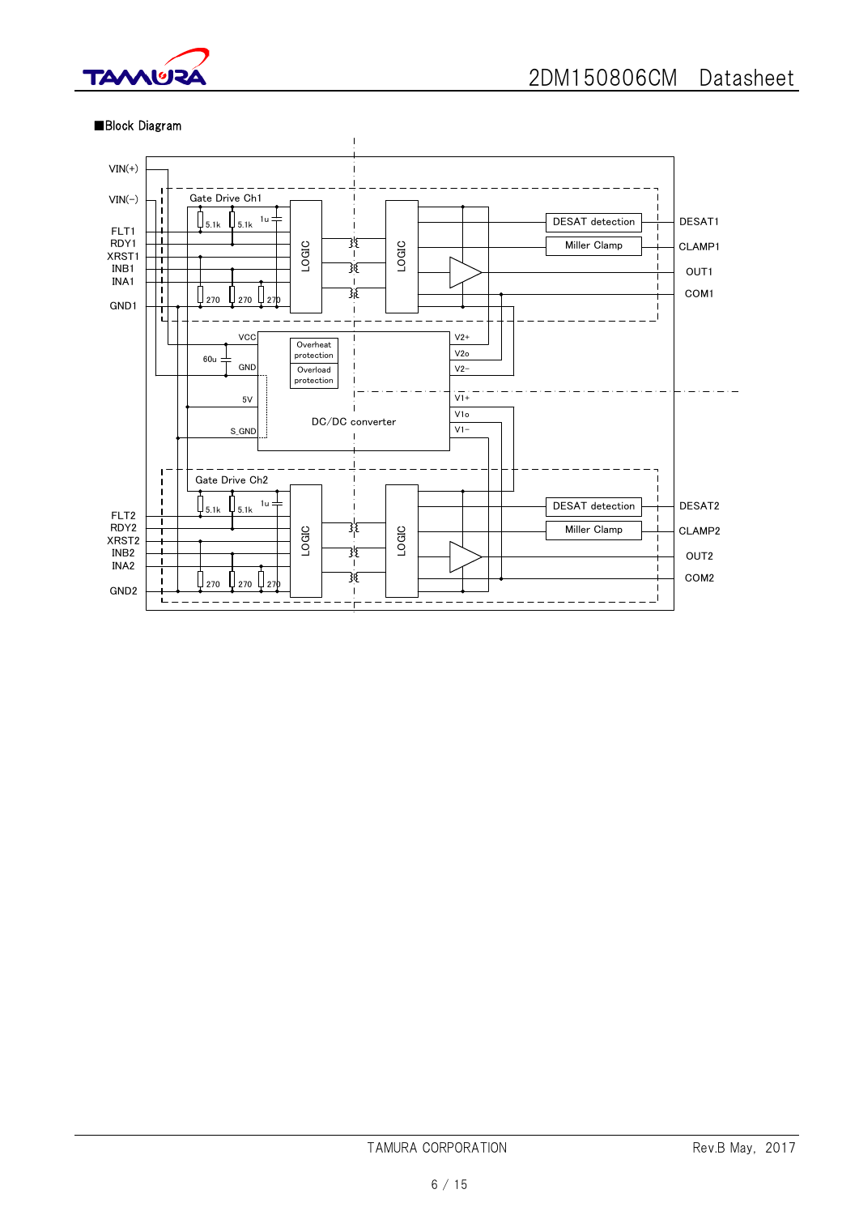■Block Diagram

VIN(+)
VIN(−)
Gate Drive Ch1
FLT1
RDY1
XRST1
INB1
INA1
GND1
5.1k 5.1k 1u
270 270 270
LOGIC
LOGIC
DESAT detection
Miller Clamp
DESAT1
CLAMP1
OUT1
COM1
VCC
60u
GND
5V
S_GND
Overheat protection
Overload protection
DC/DC converter
V2+
V2o
V2−
V1+
V1o
V1−
Gate Drive Ch2
FLT2
RDY2
XRST2
INB2
INA2
GND2
5.1k 5.1k 1u
270 270 270
LOGIC
LOGIC
DESAT detection
Miller Clamp
DESAT2
CLAMP2
OUT2
COM2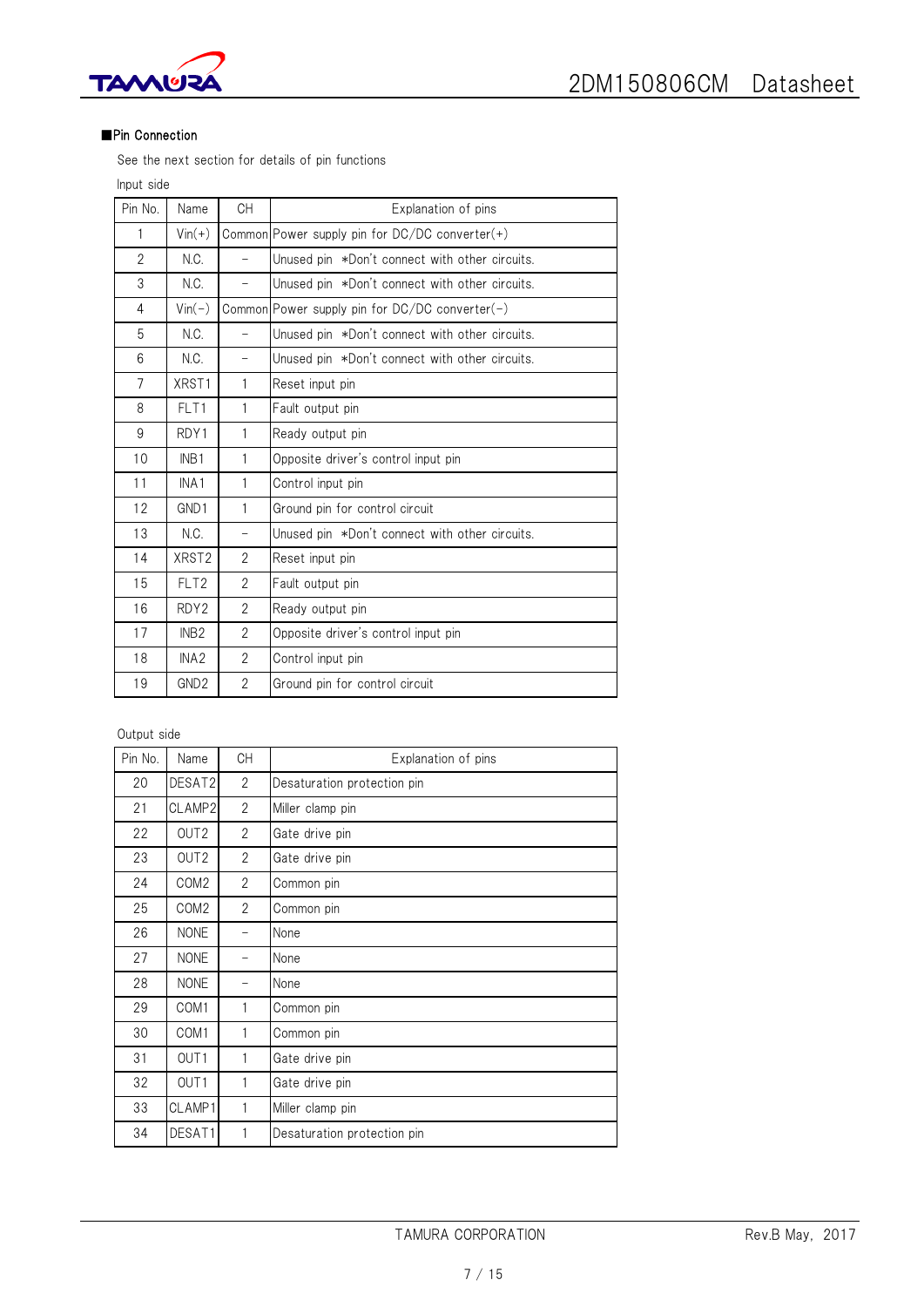## ■Pin Connection

See the next section for details of pin functions

Input side

| Pin No. | Name | CH | Explanation of pins |
|---|---|---|---|
| 1 | Vin(+) | Common | Power supply pin for DC/DC converter(+) |
| 2 | N.C. | – | Unused pin *Don't connect with other circuits. |
| 3 | N.C. | – | Unused pin *Don't connect with other circuits. |
| 4 | Vin(−) | Common | Power supply pin for DC/DC converter(−) |
| 5 | N.C. | – | Unused pin *Don't connect with other circuits. |
| 6 | N.C. | – | Unused pin *Don't connect with other circuits. |
| 7 | XRST1 | 1 | Reset input pin |
| 8 | FLT1 | 1 | Fault output pin |
| 9 | RDY1 | 1 | Ready output pin |
| 10 | INB1 | 1 | Opposite driver's control input pin |
| 11 | INA1 | 1 | Control input pin |
| 12 | GND1 | 1 | Ground pin for control circuit |
| 13 | N.C. | – | Unused pin *Don't connect with other circuits. |
| 14 | XRST2 | 2 | Reset input pin |
| 15 | FLT2 | 2 | Fault output pin |
| 16 | RDY2 | 2 | Ready output pin |
| 17 | INB2 | 2 | Opposite driver's control input pin |
| 18 | INA2 | 2 | Control input pin |
| 19 | GND2 | 2 | Ground pin for control circuit |

Output side

| Pin No. | Name | CH | Explanation of pins |
|---|---|---|---|
| 20 | DESAT2 | 2 | Desaturation protection pin |
| 21 | CLAMP2 | 2 | Miller clamp pin |
| 22 | OUT2 | 2 | Gate drive pin |
| 23 | OUT2 | 2 | Gate drive pin |
| 24 | COM2 | 2 | Common pin |
| 25 | COM2 | 2 | Common pin |
| 26 | NONE | – | None |
| 27 | NONE | – | None |
| 28 | NONE | – | None |
| 29 | COM1 | 1 | Common pin |
| 30 | COM1 | 1 | Common pin |
| 31 | OUT1 | 1 | Gate drive pin |
| 32 | OUT1 | 1 | Gate drive pin |
| 33 | CLAMP1 | 1 | Miller clamp pin |
| 34 | DESAT1 | 1 | Desaturation protection pin |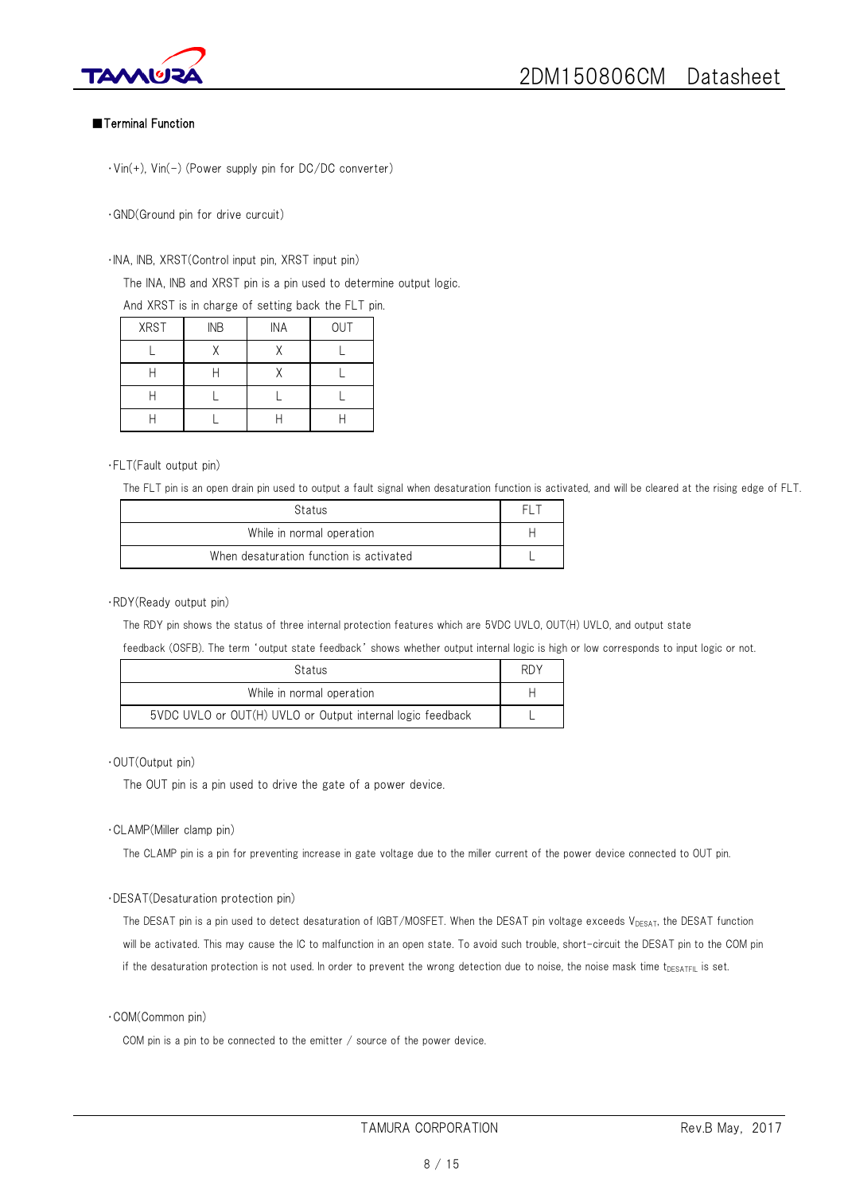## ■Terminal Function

・Vin(+), Vin(−) (Power supply pin for DC/DC converter)

・GND(Ground pin for drive curcuit)

・INA, INB, XRST(Control input pin, XRST input pin)

The INA, INB and XRST pin is a pin used to determine output logic.

And XRST is in charge of setting back the FLT pin.

| XRST | INB | INA | OUT |
|---|---|---|---|
| L | X | X | L |
| H | H | X | L |
| H | L | L | L |
| H | L | H | H |

・FLT(Fault output pin)

The FLT pin is an open drain pin used to output a fault signal when desaturation function is activated, and will be cleared at the rising edge of FLT.

| Status | FLT |
|---|---|
| While in normal operation | H |
| When desaturation function is activated | L |

・RDY(Ready output pin)

The RDY pin shows the status of three internal protection features which are 5VDC UVLO, OUT(H) UVLO, and output state feedback (OSFB). The term 'output state feedback' shows whether output internal logic is high or low corresponds to input logic or not.

| Status | RDY |
|---|---|
| While in normal operation | H |
| 5VDC UVLO or OUT(H) UVLO or Output internal logic feedback | L |

・OUT(Output pin)

The OUT pin is a pin used to drive the gate of a power device.

・CLAMP(Miller clamp pin)

The CLAMP pin is a pin for preventing increase in gate voltage due to the miller current of the power device connected to OUT pin.

・DESAT(Desaturation protection pin)

The DESAT pin is a pin used to detect desaturation of IGBT/MOSFET. When the DESAT pin voltage exceeds $V_{DESAT}$, the DESAT function will be activated. This may cause the IC to malfunction in an open state. To avoid such trouble, short-circuit the DESAT pin to the COM pin if the desaturation protection is not used. In order to prevent the wrong detection due to noise, the noise mask time $t_{DESATFIL}$ is set.

・COM(Common pin)

COM pin is a pin to be connected to the emitter / source of the power device.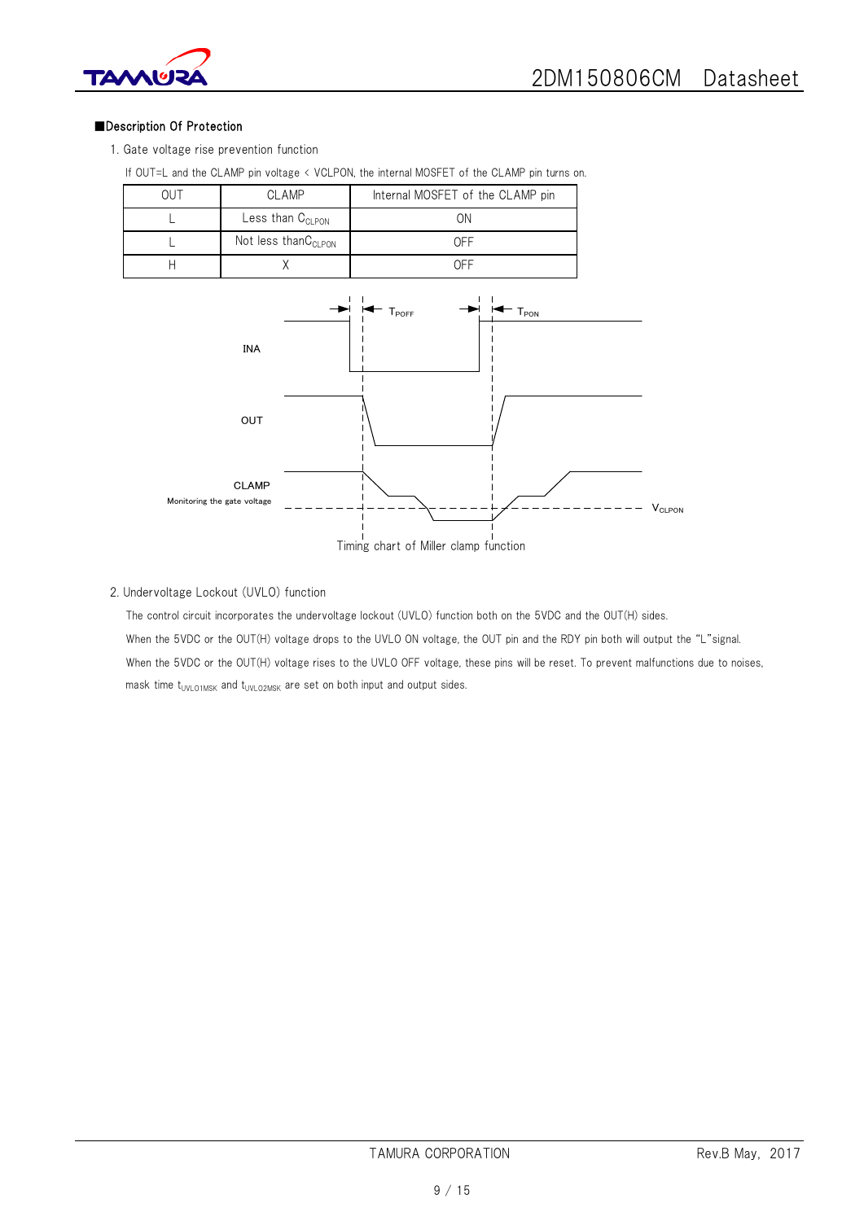■Description Of Protection

1. Gate voltage rise prevention function

If OUT=L and the CLAMP pin voltage < VCLPON, the internal MOSFET of the CLAMP pin turns on.

| OUT | CLAMP | Internal MOSFET of the CLAMP pin |
|---|---|---|
| L | Less than $C_{CLPON}$ | ON |
| L | Not less than$C_{CLPON}$ | OFF |
| H | X | OFF |

Timing chart of Miller clamp function

2. Undervoltage Lockout (UVLO) function

The control circuit incorporates the undervoltage lockout (UVLO) function both on the 5VDC and the OUT(H) sides.

When the 5VDC or the OUT(H) voltage drops to the UVLO ON voltage, the OUT pin and the RDY pin both will output the "L"signal.

When the 5VDC or the OUT(H) voltage rises to the UVLO OFF voltage, these pins will be reset. To prevent malfunctions due to noises, mask time $t_{UVLO1MSK}$ and $t_{UVLO2MSK}$ are set on both input and output sides.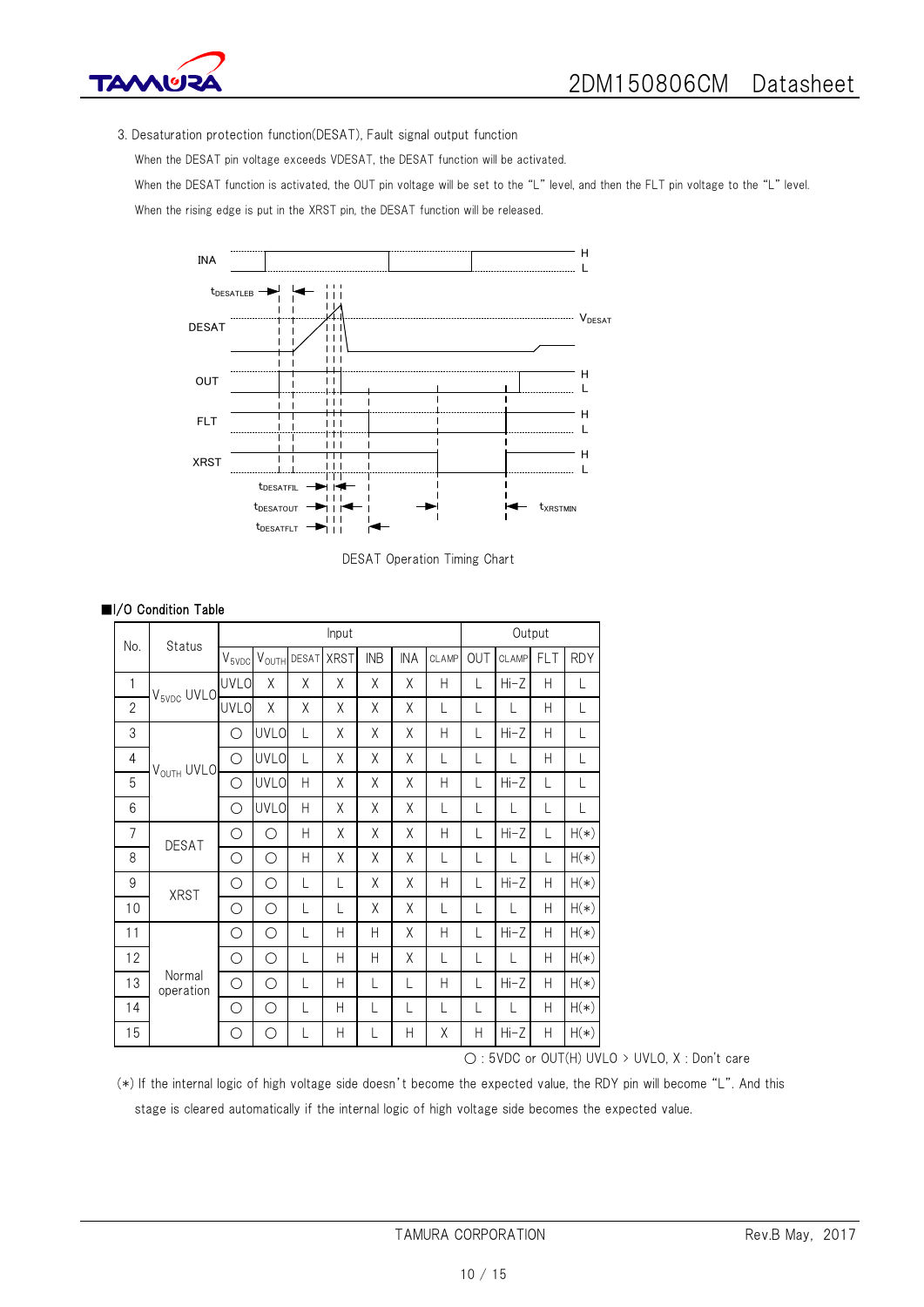3. Desaturation protection function(DESAT), Fault signal output function

When the DESAT pin voltage exceeds VDESAT, the DESAT function will be activated.

When the DESAT function is activated, the OUT pin voltage will be set to the "L" level, and then the FLT pin voltage to the "L" level.

When the rising edge is put in the XRST pin, the DESAT function will be released.

DESAT Operation Timing Chart

■I/O Condition Table

| No. | Status | Input | | | | | | | Output | | | |
|---|---|---|---|---|---|---|---|---|---|---|---|---|
| | | $V_{5VDC}$ | $V_{OUTH}$ | DESAT | XRST | INB | INA | CLAMP | OUT | CLAMP | FLT | RDY |
| 1 | $V_{5VDC}$ UVLO | UVLO | X | X | X | X | X | H | L | Hi-Z | H | L |
| 2 | | UVLO | X | X | X | X | X | L | L | L | H | L |
| 3 | $V_{OUTH}$ UVLO | ○ | UVLO | L | X | X | X | H | L | Hi-Z | H | L |
| 4 | | ○ | UVLO | L | X | X | X | L | L | L | H | L |
| 5 | | ○ | UVLO | H | X | X | X | H | L | Hi-Z | L | L |
| 6 | | ○ | UVLO | H | X | X | X | L | L | L | L | L |
| 7 | DESAT | ○ | ○ | H | X | X | X | H | L | Hi-Z | L | H(*) |
| 8 | | ○ | ○ | H | X | X | X | L | L | L | L | H(*) |
| 9 | XRST | ○ | ○ | L | L | X | X | H | L | Hi-Z | H | H(*) |
| 10 | | ○ | ○ | L | L | X | X | L | L | L | H | H(*) |
| 11 | Normal operation | ○ | ○ | L | H | H | X | H | L | Hi-Z | H | H(*) |
| 12 | | ○ | ○ | L | H | H | X | L | L | L | H | H(*) |
| 13 | | ○ | ○ | L | H | L | L | H | L | Hi-Z | H | H(*) |
| 14 | | ○ | ○ | L | H | L | L | L | L | L | H | H(*) |
| 15 | | ○ | ○ | L | H | L | H | X | H | Hi-Z | H | H(*) |

○ : 5VDC or OUT(H) UVLO > UVLO, X : Don't care

(*) If the internal logic of high voltage side doesn't become the expected value, the RDY pin will become "L". And this stage is cleared automatically if the internal logic of high voltage side becomes the expected value.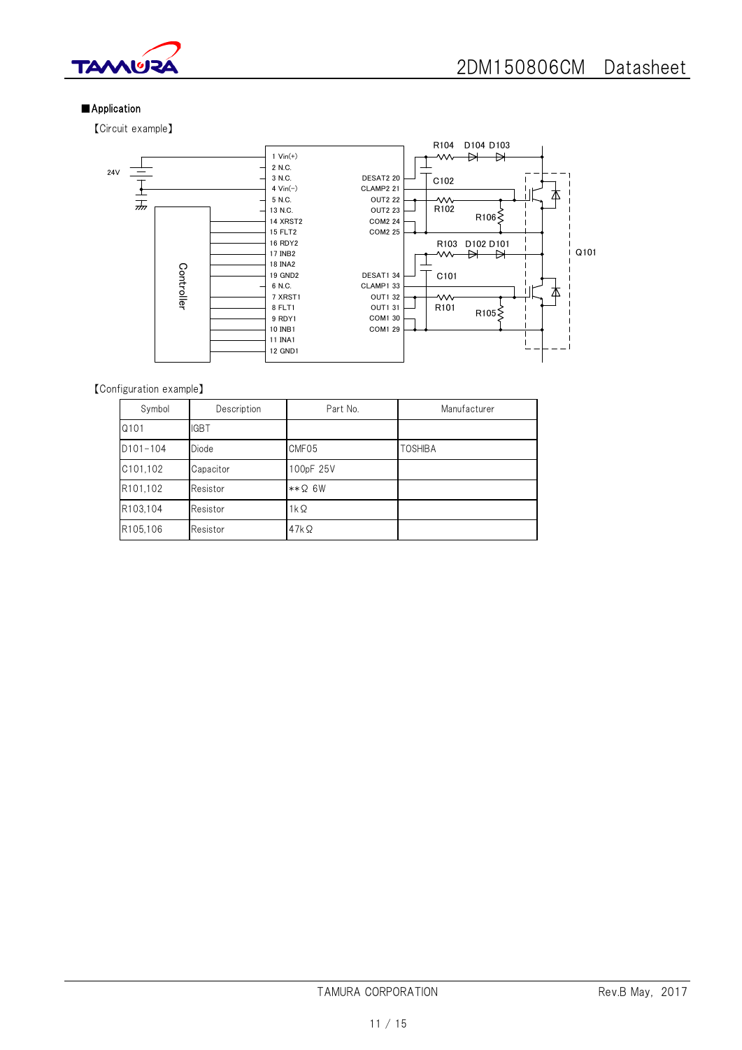## ■Application

【Circuit example】

24V

Controller

1 Vin(+)
2 N.C.
3 N.C.
4 Vin(-)
5 N.C.
13 N.C.
14 XRST2
15 FLT2
16 RDY2
17 INB2
18 INA2
19 GND2
6 N.C.
7 XRST1
8 FLT1
9 RDY1
10 INB1
11 INA1
12 GND1

DESAT2 20
CLAMP2 21
OUT2 22
OUT2 23
COM2 24
COM2 25
DESAT1 34
CLAMP1 33
OUT1 32
OUT1 31
COM1 30
COM1 29

R104 D104 D103
C102
R102
R106
R103 D102 D101
C101
R101
R105
Q101

【Configuration example】

| Symbol | Description | Part No. | Manufacturer |
|---|---|---|---|
| Q101 | IGBT | | |
| D101-104 | Diode | CMF05 | TOSHIBA |
| C101,102 | Capacitor | 100pF 25V | |
| R101,102 | Resistor | **Ω 6W | |
| R103,104 | Resistor | 1kΩ | |
| R105,106 | Resistor | 47kΩ | |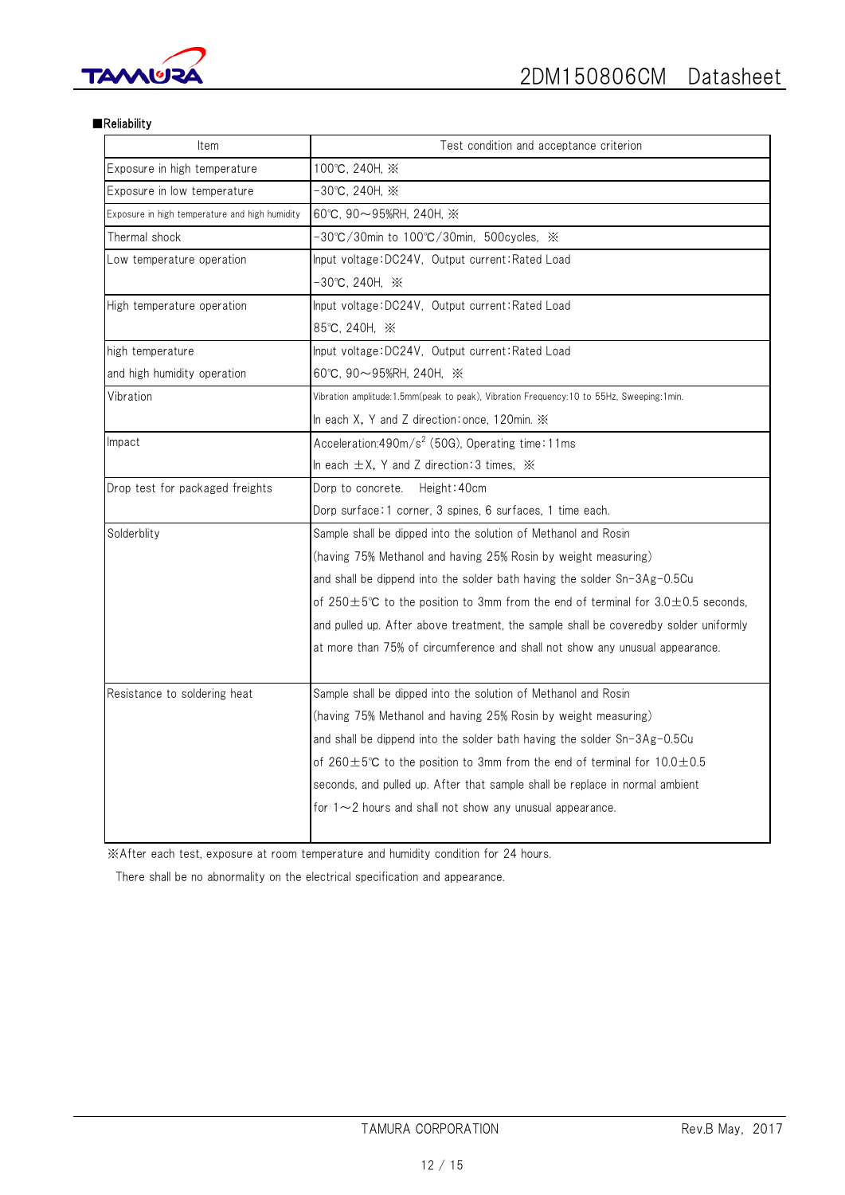■Reliability

| Item | Test condition and acceptance criterion |
|---|---|
| Exposure in high temperature | 100℃, 240H, ※ |
| Exposure in low temperature | -30℃, 240H, ※ |
| Exposure in high temperature and high humidity | 60℃, 90～95%RH, 240H, ※ |
| Thermal shock | -30℃/30min to 100℃/30min, 500cycles, ※ |
| Low temperature operation | Input voltage:DC24V, Output current:Rated Load<br>-30℃, 240H, ※ |
| High temperature operation | Input voltage:DC24V, Output current:Rated Load<br>85℃, 240H, ※ |
| high temperature and high humidity operation | Input voltage:DC24V, Output current:Rated Load<br>60℃, 90～95%RH, 240H, ※ |
| Vibration | Vibration amplitude:1.5mm(peak to peak), Vibration Frequency:10 to 55Hz, Sweeping:1min.<br>In each X, Y and Z direction:once, 120min. ※ |
| Impact | Acceleration:490m/$s^2$ (50G), Operating time:11ms<br>In each ±X, Y and Z direction:3 times, ※ |
| Drop test for packaged freights | Dorp to concrete. Height:40cm<br>Dorp surface:1 corner, 3 spines, 6 surfaces, 1 time each. |
| Solderblity | Sample shall be dipped into the solution of Methanol and Rosin (having 75% Methanol and having 25% Rosin by weight measuring) and shall be dippend into the solder bath having the solder Sn-3Ag-0.5Cu of 250±5℃ to the position to 3mm from the end of terminal for 3.0±0.5 seconds, and pulled up. After above treatment, the sample shall be coveredby solder uniformly at more than 75% of circumference and shall not show any unusual appearance. |
| Resistance to soldering heat | Sample shall be dipped into the solution of Methanol and Rosin (having 75% Methanol and having 25% Rosin by weight measuring) and shall be dippend into the solder bath having the solder Sn-3Ag-0.5Cu of 260±5℃ to the position to 3mm from the end of terminal for 10.0±0.5 seconds, and pulled up. After that sample shall be replace in normal ambient for 1～2 hours and shall not show any unusual appearance. |

※After each test, exposure at room temperature and humidity condition for 24 hours.
There shall be no abnormality on the electrical specification and appearance.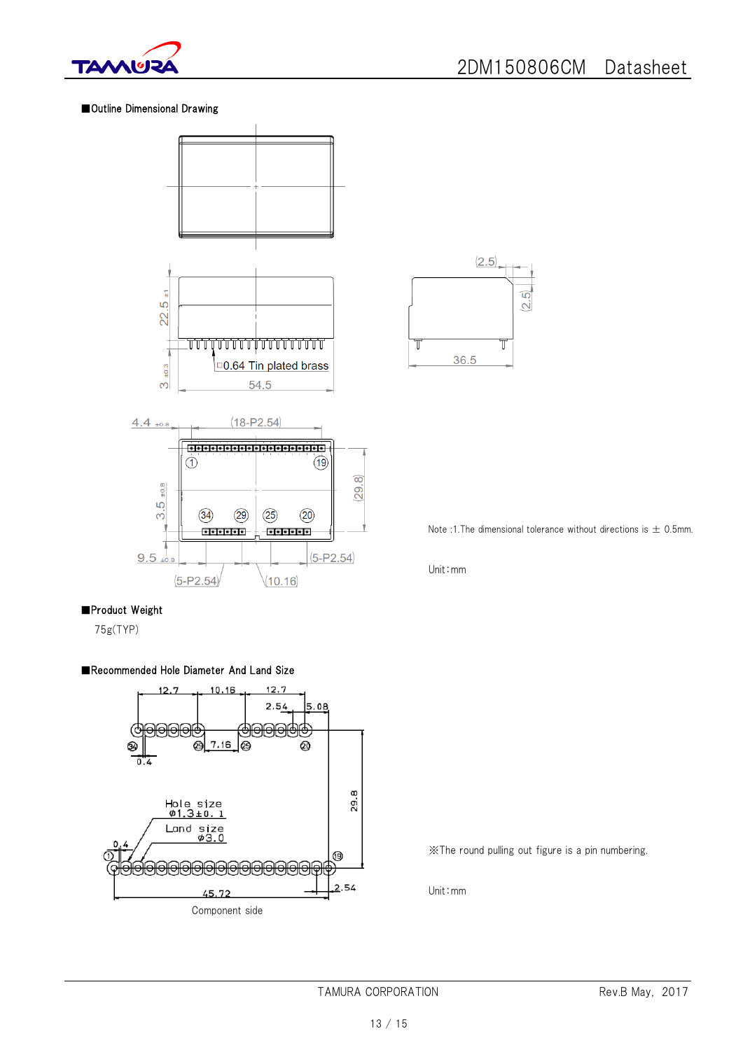## ■Outline Dimensional Drawing

22.5 ±1

3 ±0.3

□0.64 Tin plated brass

54.5

(2.5)

(2.5)

36.5

4.4 ±0.8

(18-P2.54)

3.5 ±0.8

(29.8)

9.5 ±0.8

(5-P2.54)

(5-P2.54)

(10.16)

Note :1.The dimensional tolerance without directions is ± 0.5mm.

Unit:mm

## ■Product Weight

75g(TYP)

## ■Recommended Hole Diameter And Land Size

12.7 10.16 12.7

2.54 5.08

7.16

0.4

Hole size
φ1.3±0.1

Land size
φ3.0

29.8

0.4

45.72

2.54

Component side

※The round pulling out figure is a pin numbering.

Unit:mm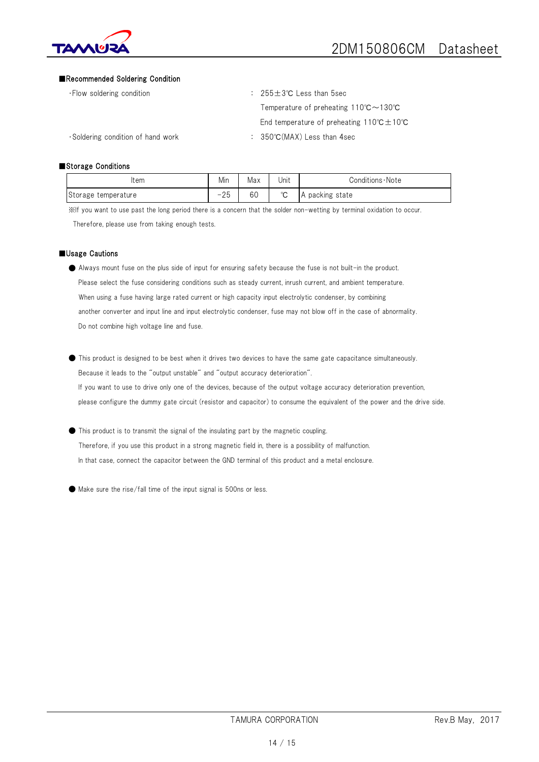## ■Recommended Soldering Condition

・Flow soldering condition : 255±3℃ Less than 5sec
Temperature of preheating 110℃～130℃
End temperature of preheating 110℃±10℃

・Soldering condition of hand work : 350℃(MAX) Less than 4sec

## ■Storage Conditions

| Item | Min | Max | Unit | Conditions・Note |
|---|---|---|---|---|
| Storage temperature | −25 | 60 | ℃ | A packing state |

※If you want to use past the long period there is a concern that the solder non-wetting by terminal oxidation to occur.
Therefore, please use from taking enough tests.

## ■Usage Cautions

- Always mount fuse on the plus side of input for ensuring safety because the fuse is not built-in the product.
Please select the fuse considering conditions such as steady current, inrush current, and ambient temperature.
When using a fuse having large rated current or high capacity input electrolytic condenser, by combining another converter and input line and input electrolytic condenser, fuse may not blow off in the case of abnormality.
Do not combine high voltage line and fuse.

- This product is designed to be best when it drives two devices to have the same gate capacitance simultaneously.
Because it leads to the "output unstable" and "output accuracy deterioration".
If you want to use to drive only one of the devices, because of the output voltage accuracy deterioration prevention, please configure the dummy gate circuit (resistor and capacitor) to consume the equivalent of the power and the drive side.

- This product is to transmit the signal of the insulating part by the magnetic coupling.
Therefore, if you use this product in a strong magnetic field in, there is a possibility of malfunction.
In that case, connect the capacitor between the GND terminal of this product and a metal enclosure.

- Make sure the rise/fall time of the input signal is 500ns or less.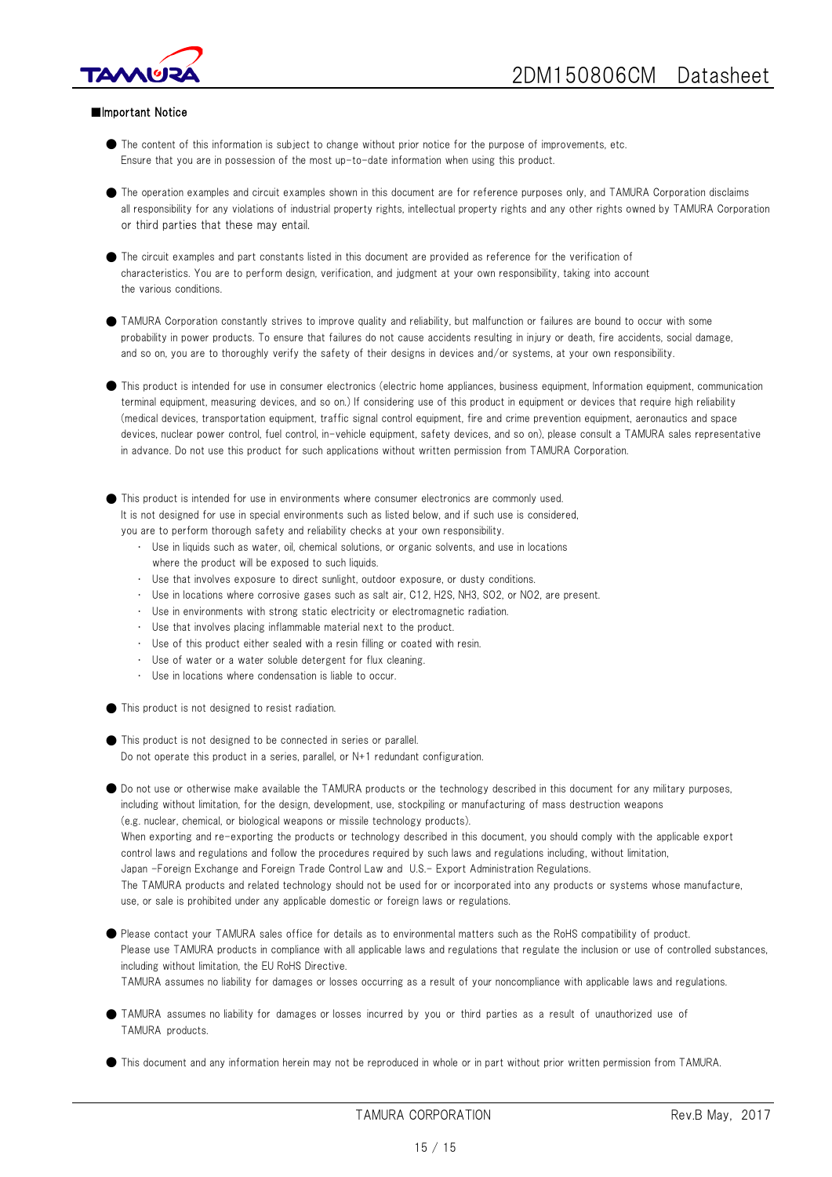## ■Important Notice

- The content of this information is subject to change without prior notice for the purpose of improvements, etc. Ensure that you are in possession of the most up-to-date information when using this product.

- The operation examples and circuit examples shown in this document are for reference purposes only, and TAMURA Corporation disclaims all responsibility for any violations of industrial property rights, intellectual property rights and any other rights owned by TAMURA Corporation or third parties that these may entail.

- The circuit examples and part constants listed in this document are provided as reference for the verification of characteristics. You are to perform design, verification, and judgment at your own responsibility, taking into account the various conditions.

- TAMURA Corporation constantly strives to improve quality and reliability, but malfunction or failures are bound to occur with some probability in power products. To ensure that failures do not cause accidents resulting in injury or death, fire accidents, social damage, and so on, you are to thoroughly verify the safety of their designs in devices and/or systems, at your own responsibility.

- This product is intended for use in consumer electronics (electric home appliances, business equipment, Information equipment, communication terminal equipment, measuring devices, and so on.) If considering use of this product in equipment or devices that require high reliability (medical devices, transportation equipment, traffic signal control equipment, fire and crime prevention equipment, aeronautics and space devices, nuclear power control, fuel control, in-vehicle equipment, safety devices, and so on), please consult a TAMURA sales representative in advance. Do not use this product for such applications without written permission from TAMURA Corporation.

- This product is intended for use in environments where consumer electronics are commonly used. It is not designed for use in special environments such as listed below, and if such use is considered, you are to perform thorough safety and reliability checks at your own responsibility.
  - Use in liquids such as water, oil, chemical solutions, or organic solvents, and use in locations where the product will be exposed to such liquids.
  - Use that involves exposure to direct sunlight, outdoor exposure, or dusty conditions.
  - Use in locations where corrosive gases such as salt air, C12, H2S, NH3, SO2, or NO2, are present.
  - Use in environments with strong static electricity or electromagnetic radiation.
  - Use that involves placing inflammable material next to the product.
  - Use of this product either sealed with a resin filling or coated with resin.
  - Use of water or a water soluble detergent for flux cleaning.
  - Use in locations where condensation is liable to occur.

- This product is not designed to resist radiation.

- This product is not designed to be connected in series or parallel. Do not operate this product in a series, parallel, or N+1 redundant configuration.

- Do not use or otherwise make available the TAMURA products or the technology described in this document for any military purposes, including without limitation, for the design, development, use, stockpiling or manufacturing of mass destruction weapons (e.g. nuclear, chemical, or biological weapons or missile technology products).
  When exporting and re-exporting the products or technology described in this document, you should comply with the applicable export control laws and regulations and follow the procedures required by such laws and regulations including, without limitation, Japan -Foreign Exchange and Foreign Trade Control Law and U.S.- Export Administration Regulations.
  The TAMURA products and related technology should not be used for or incorporated into any products or systems whose manufacture, use, or sale is prohibited under any applicable domestic or foreign laws or regulations.

- Please contact your TAMURA sales office for details as to environmental matters such as the RoHS compatibility of product. Please use TAMURA products in compliance with all applicable laws and regulations that regulate the inclusion or use of controlled substances, including without limitation, the EU RoHS Directive.
  TAMURA assumes no liability for damages or losses occurring as a result of your noncompliance with applicable laws and regulations.

- TAMURA assumes no liability for damages or losses incurred by you or third parties as a result of unauthorized use of TAMURA products.

- This document and any information herein may not be reproduced in whole or in part without prior written permission from TAMURA.

TAMURA CORPORATION　　Rev.B May, 2017